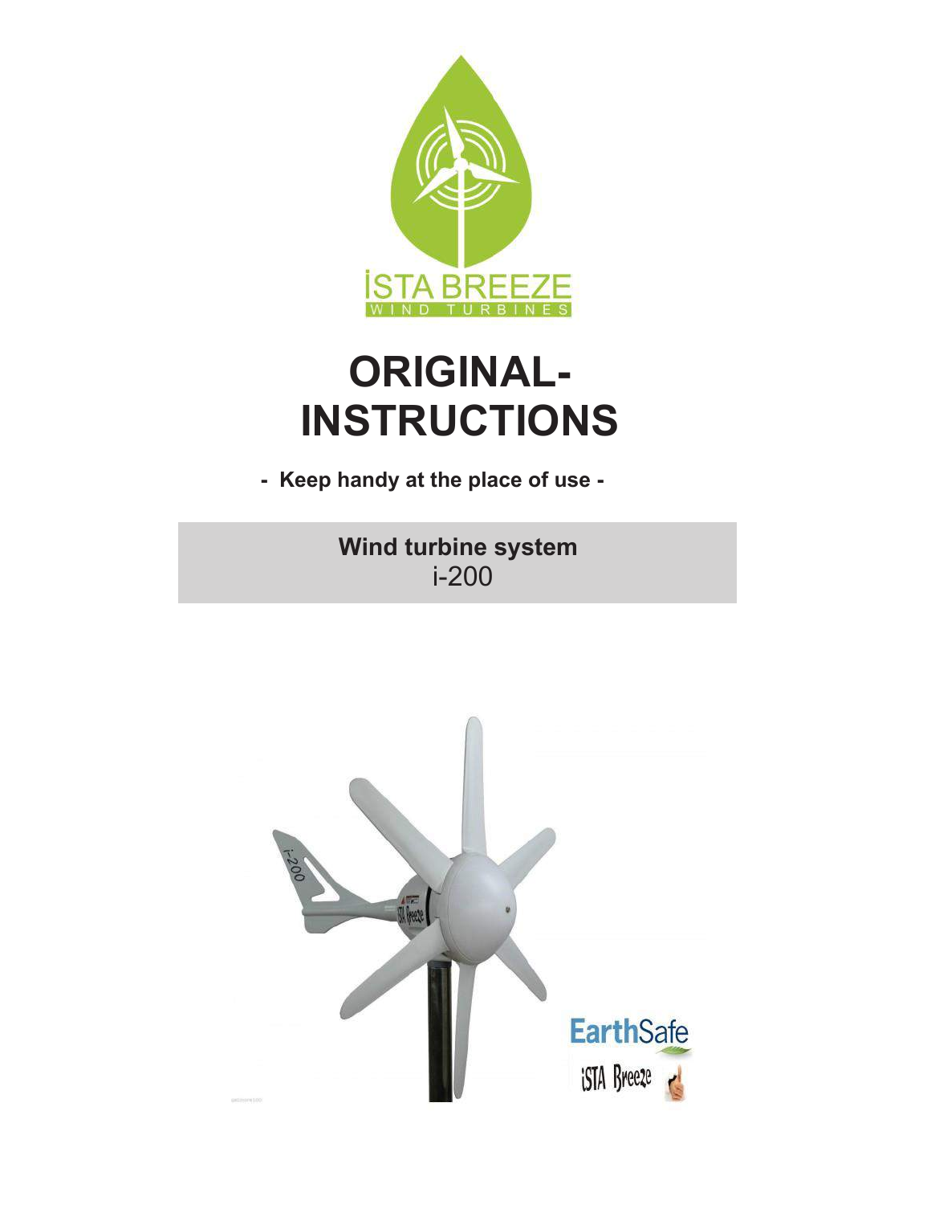ISTA BREEZE
WIND TURBINES

# ORIGINAL-INSTRUCTIONS

**- Keep handy at the place of use -**

**Wind turbine system**
i-200

EarthSafe
iSTA Breeze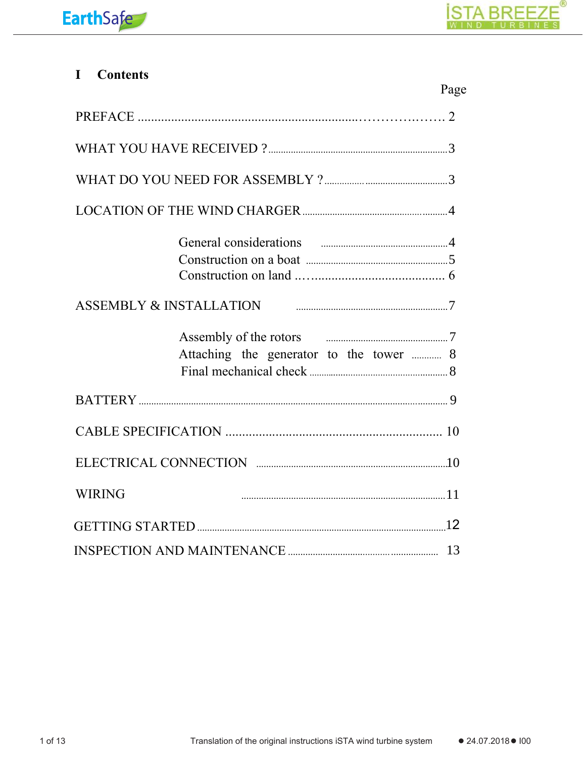# I Contents

| | Page |
|---|---|
| PREFACE | 2 |
| WHAT YOU HAVE RECEIVED ? | 3 |
| WHAT DO YOU NEED FOR ASSEMBLY ? | 3 |
| LOCATION OF THE WIND CHARGER | 4 |
| General considerations | 4 |
| Construction on a boat | 5 |
| Construction on land | 6 |
| ASSEMBLY & INSTALLATION | 7 |
| Assembly of the rotors | 7 |
| Attaching the generator to the tower | 8 |
| Final mechanical check | 8 |
| BATTERY | 9 |
| CABLE SPECIFICATION | 10 |
| ELECTRICAL CONNECTION | 10 |
| WIRING | 11 |
| GETTING STARTED | 12 |
| INSPECTION AND MAINTENANCE | 13 |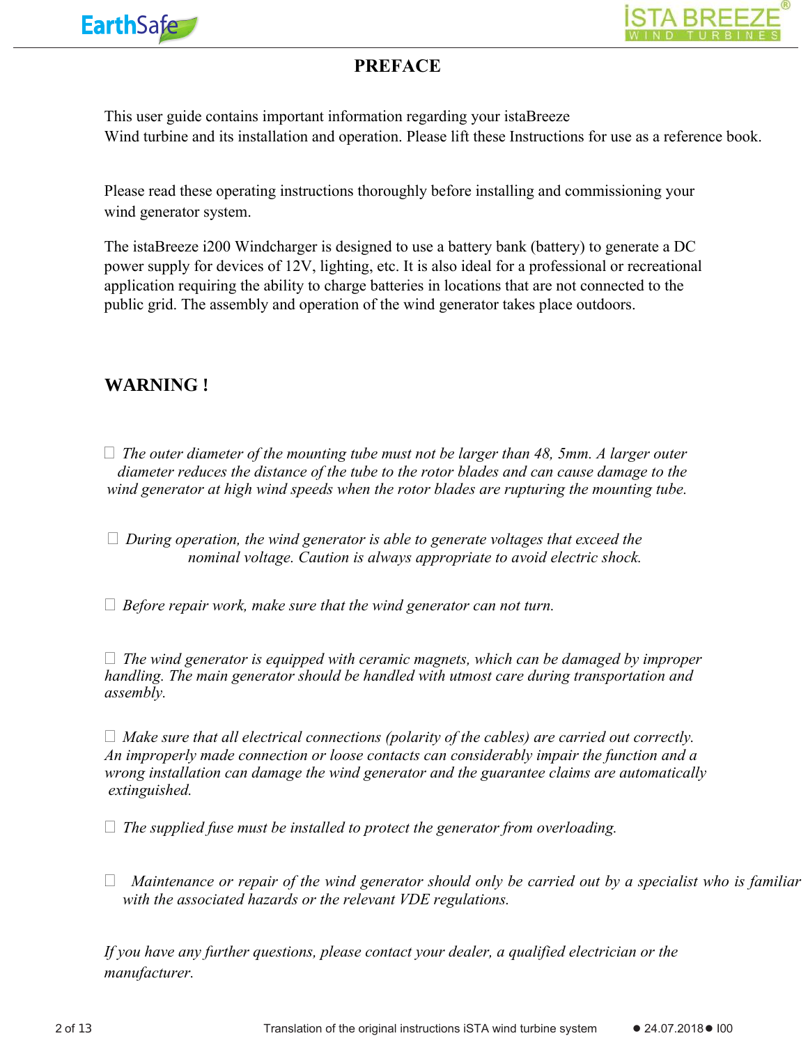# PREFACE

This user guide contains important information regarding your istaBreeze Wind turbine and its installation and operation. Please lift these Instructions for use as a reference book.

Please read these operating instructions thoroughly before installing and commissioning your wind generator system.

The istaBreeze i200 Windcharger is designed to use a battery bank (battery) to generate a DC power supply for devices of 12V, lighting, etc. It is also ideal for a professional or recreational application requiring the ability to charge batteries in locations that are not connected to the public grid. The assembly and operation of the wind generator takes place outdoors.

## WARNING !

- *The outer diameter of the mounting tube must not be larger than 48, 5mm. A larger outer diameter reduces the distance of the tube to the rotor blades and can cause damage to the wind generator at high wind speeds when the rotor blades are rupturing the mounting tube.*

- *During operation, the wind generator is able to generate voltages that exceed the nominal voltage. Caution is always appropriate to avoid electric shock.*

- *Before repair work, make sure that the wind generator can not turn.*

- *The wind generator is equipped with ceramic magnets, which can be damaged by improper handling. The main generator should be handled with utmost care during transportation and assembly.*

- *Make sure that all electrical connections (polarity of the cables) are carried out correctly. An improperly made connection or loose contacts can considerably impair the function and a wrong installation can damage the wind generator and the guarantee claims are automatically extinguished.*

- *The supplied fuse must be installed to protect the generator from overloading.*

- *Maintenance or repair of the wind generator should only be carried out by a specialist who is familiar with the associated hazards or the relevant VDE regulations.*

*If you have any further questions, please contact your dealer, a qualified electrician or the manufacturer.*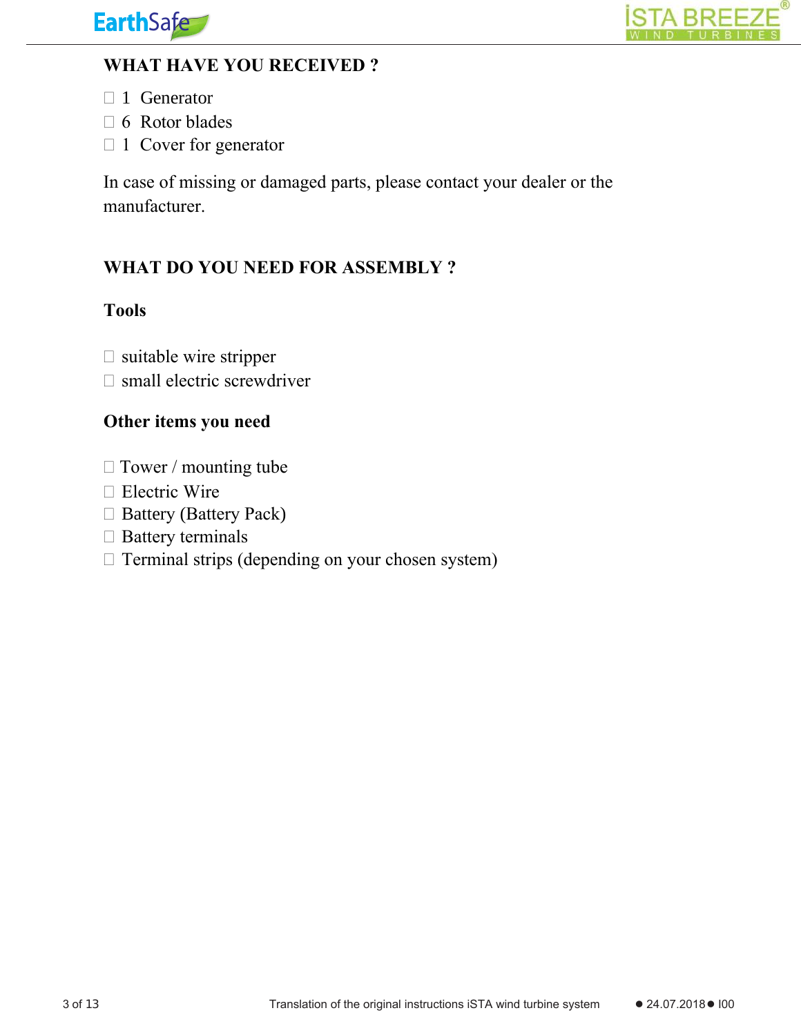## WHAT HAVE YOU RECEIVED ?

- ☐ 1 Generator
- ☐ 6 Rotor blades
- ☐ 1 Cover for generator

In case of missing or damaged parts, please contact your dealer or the manufacturer.

## WHAT DO YOU NEED FOR ASSEMBLY ?

### Tools

- ☐ suitable wire stripper
- ☐ small electric screwdriver

### Other items you need

- ☐ Tower / mounting tube
- ☐ Electric Wire
- ☐ Battery (Battery Pack)
- ☐ Battery terminals
- ☐ Terminal strips (depending on your chosen system)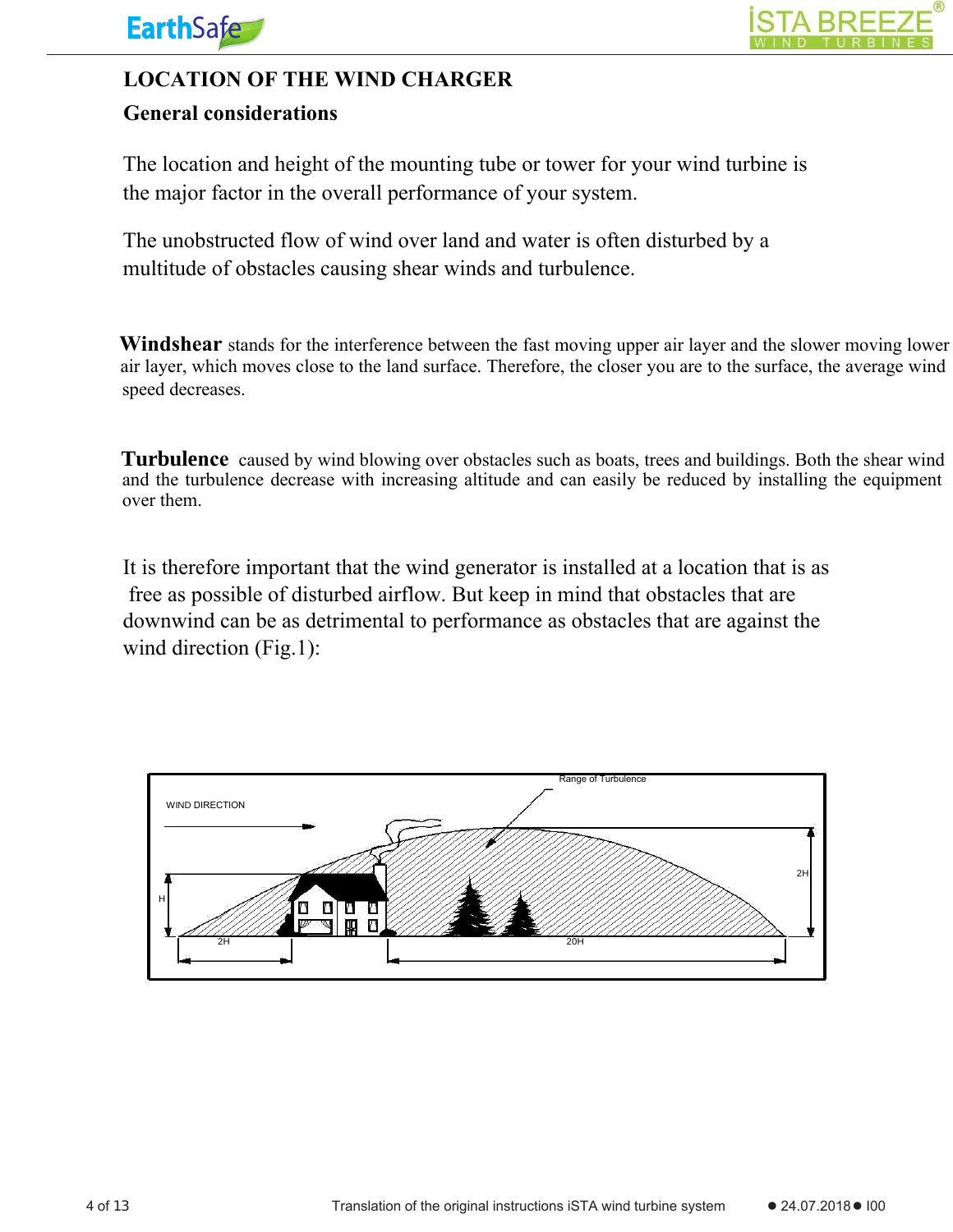## LOCATION OF THE WIND CHARGER

### General considerations

The location and height of the mounting tube or tower for your wind turbine is the major factor in the overall performance of your system.

The unobstructed flow of wind over land and water is often disturbed by a multitude of obstacles causing shear winds and turbulence.

**Windshear** stands for the interference between the fast moving upper air layer and the slower moving lower air layer, which moves close to the land surface. Therefore, the closer you are to the surface, the average wind speed decreases.

**Turbulence** caused by wind blowing over obstacles such as boats, trees and buildings. Both the shear wind and the turbulence decrease with increasing altitude and can easily be reduced by installing the equipment over them.

It is therefore important that the wind generator is installed at a location that is as free as possible of disturbed airflow. But keep in mind that obstacles that are downwind can be as detrimental to performance as obstacles that are against the wind direction (Fig.1):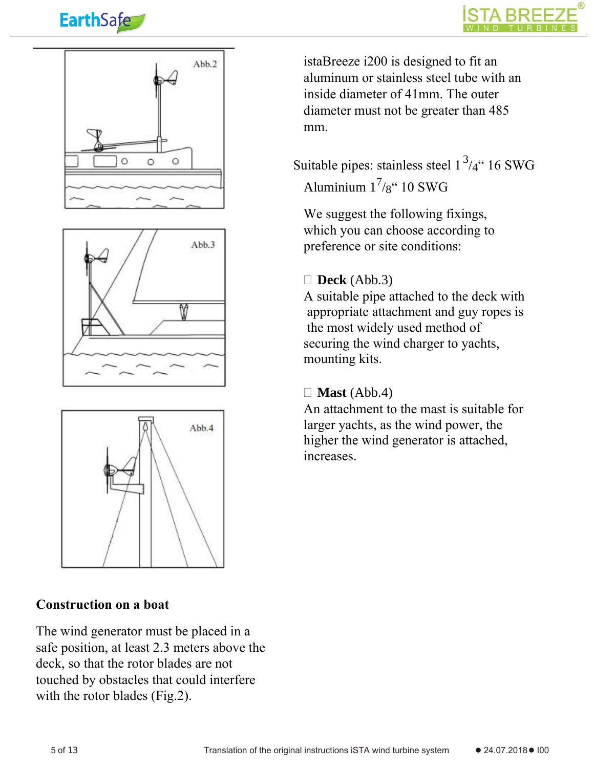istaBreeze i200 is designed to fit an aluminum or stainless steel tube with an inside diameter of 41mm. The outer diameter must not be greater than 485 mm.

Suitable pipes: stainless steel 1 $^{3}/_{4}$" 16 SWG

Aluminium 1$^{7}/_{8}$" 10 SWG

We suggest the following fixings, which you can choose according to preference or site conditions:

- **Deck** (Abb.3)
A suitable pipe attached to the deck with appropriate attachment and guy ropes is the most widely used method of securing the wind charger to yachts, mounting kits.

- **Mast** (Abb.4)
An attachment to the mast is suitable for larger yachts, as the wind power, the higher the wind generator is attached, increases.

## Construction on a boat

The wind generator must be placed in a safe position, at least 2.3 meters above the deck, so that the rotor blades are not touched by obstacles that could interfere with the rotor blades (Fig.2).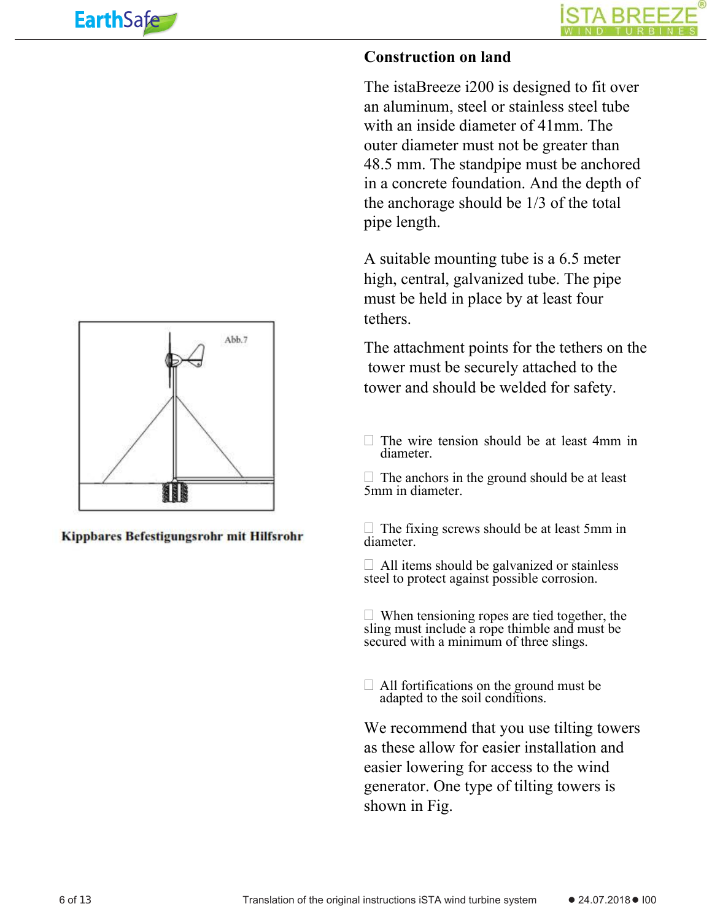## Construction on land

The istaBreeze i200 is designed to fit over an aluminum, steel or stainless steel tube with an inside diameter of 41mm. The outer diameter must not be greater than 48.5 mm. The standpipe must be anchored in a concrete foundation. And the depth of the anchorage should be 1/3 of the total pipe length.

A suitable mounting tube is a 6.5 meter high, central, galvanized tube. The pipe must be held in place by at least four tethers.

The attachment points for the tethers on the tower must be securely attached to the tower and should be welded for safety.

- The wire tension should be at least 4mm in diameter.
- The anchors in the ground should be at least 5mm in diameter.
- The fixing screws should be at least 5mm in diameter.
- All items should be galvanized or stainless steel to protect against possible corrosion.
- When tensioning ropes are tied together, the sling must include a rope thimble and must be secured with a minimum of three slings.
- All fortifications on the ground must be adapted to the soil conditions.

We recommend that you use tilting towers as these allow for easier installation and easier lowering for access to the wind generator. One type of tilting towers is shown in Fig.

Abb.7

**Kippbares Befestigungsrohr mit Hilfsrohr**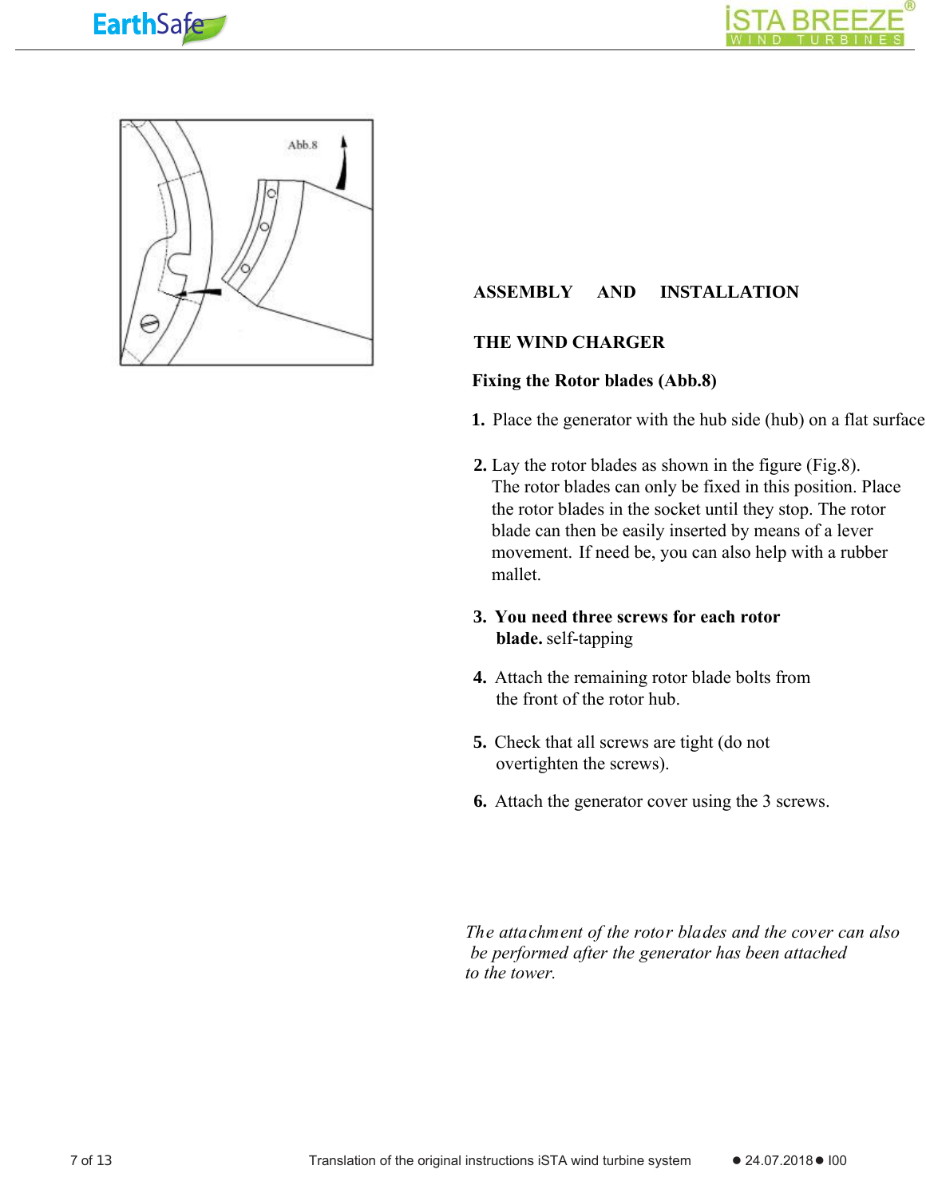## ASSEMBLY AND INSTALLATION

### THE WIND CHARGER

**Fixing the Rotor blades (Abb.8)**

1. Place the generator with the hub side (hub) on a flat surface

2. Lay the rotor blades as shown in the figure (Fig.8). The rotor blades can only be fixed in this position. Place the rotor blades in the socket until they stop. The rotor blade can then be easily inserted by means of a lever movement. If need be, you can also help with a rubber mallet.

3. **You need three screws for each rotor blade.** self-tapping

4. Attach the remaining rotor blade bolts from the front of the rotor hub.

5. Check that all screws are tight (do not overtighten the screws).

6. Attach the generator cover using the 3 screws.

*The attachment of the rotor blades and the cover can also be performed after the generator has been attached to the tower.*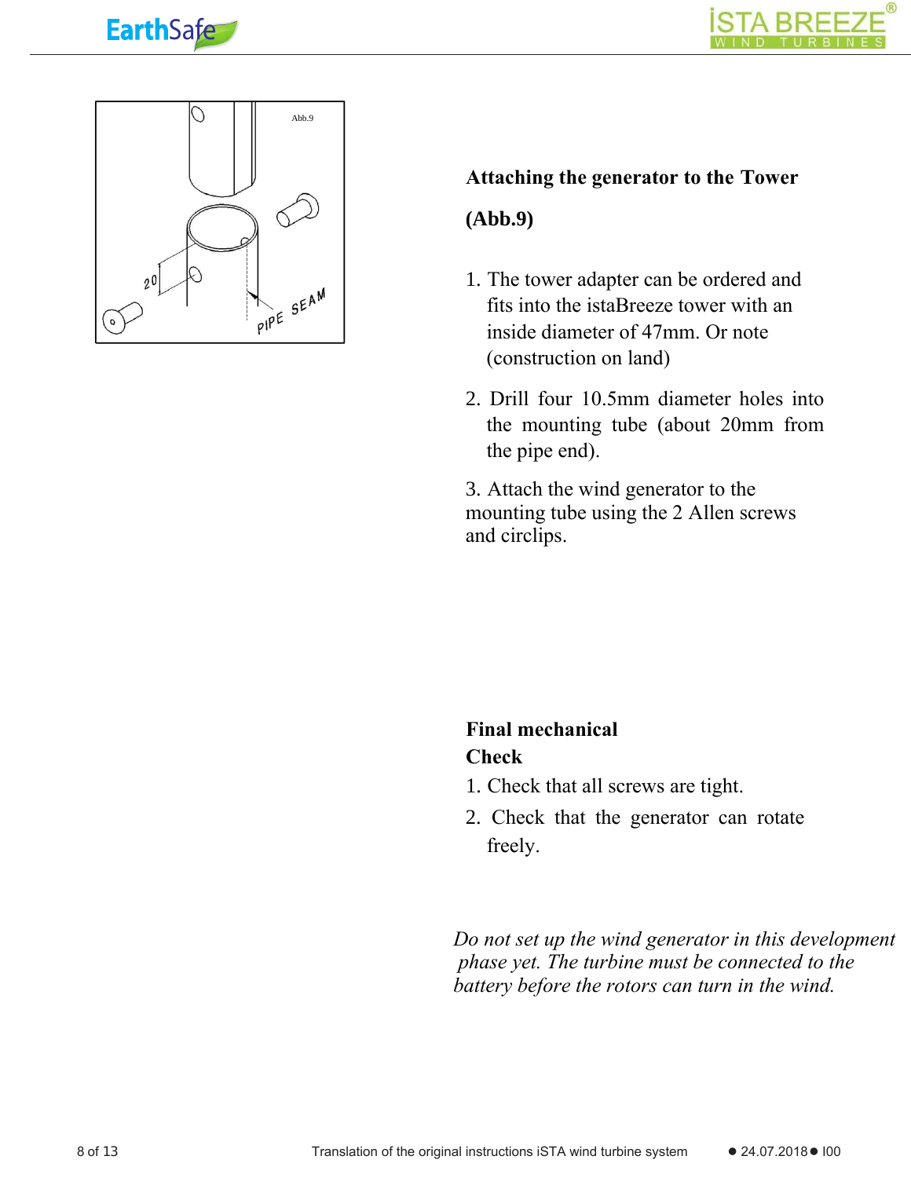## Attaching the generator to the Tower

**(Abb.9)**

1. The tower adapter can be ordered and fits into the istaBreeze tower with an inside diameter of 47mm. Or note (construction on land)

2. Drill four 10.5mm diameter holes into the mounting tube (about 20mm from the pipe end).

3. Attach the wind generator to the mounting tube using the 2 Allen screws and circlips.

## Final mechanical Check

1. Check that all screws are tight.

2. Check that the generator can rotate freely.

*Do not set up the wind generator in this development phase yet. The turbine must be connected to the battery before the rotors can turn in the wind.*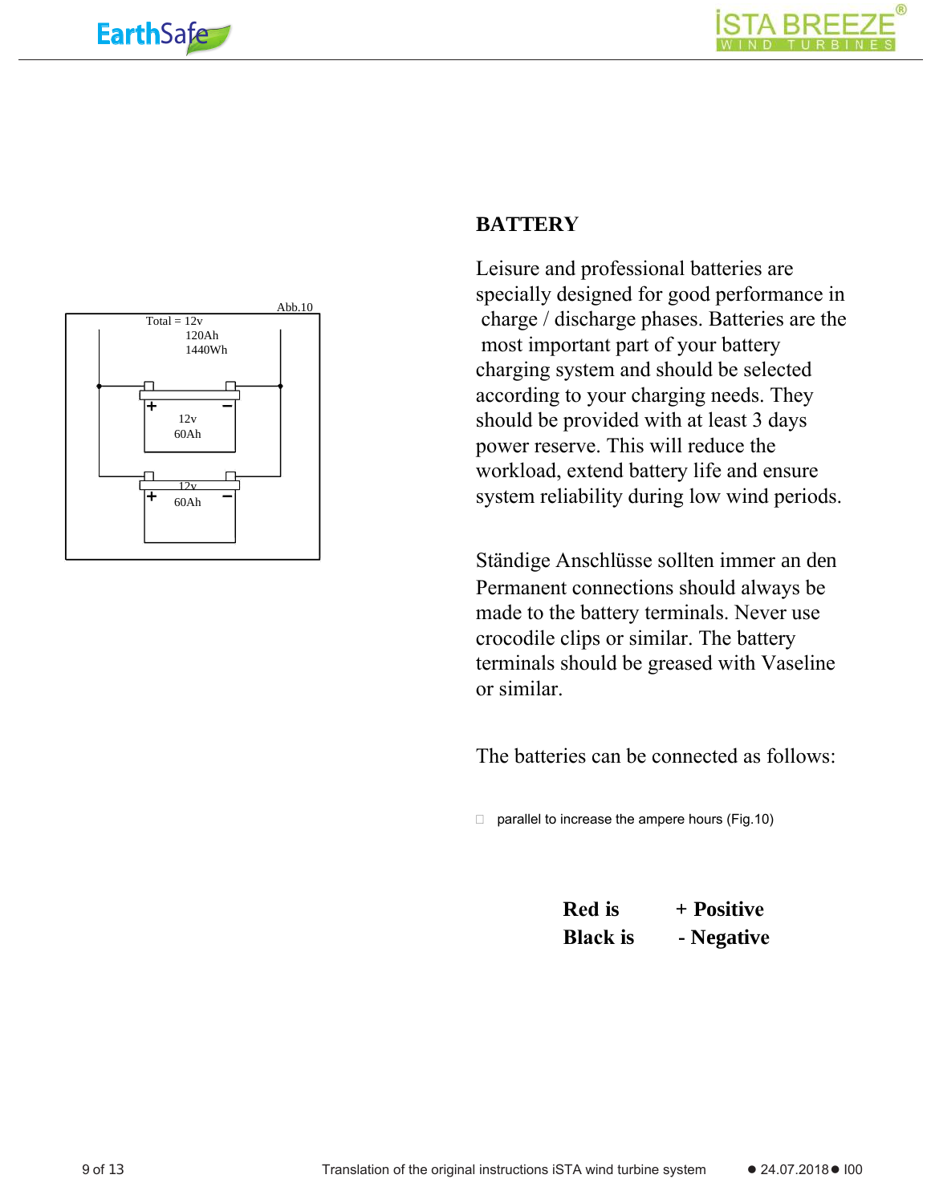## BATTERY

Leisure and professional batteries are specially designed for good performance in charge / discharge phases. Batteries are the most important part of your battery charging system and should be selected according to your charging needs. They should be provided with at least 3 days power reserve. This will reduce the workload, extend battery life and ensure system reliability during low wind periods.

Ständige Anschlüsse sollten immer an den Permanent connections should always be made to the battery terminals. Never use crocodile clips or similar. The battery terminals should be greased with Vaseline or similar.

The batteries can be connected as follows:

- parallel to increase the ampere hours (Fig.10)

Abb.10

Total = 12v
120Ah
1440Wh

12v
60Ah

12v
60Ah

| **Red is** | **+ Positive** |
|---|---|
| **Black is** | **- Negative** |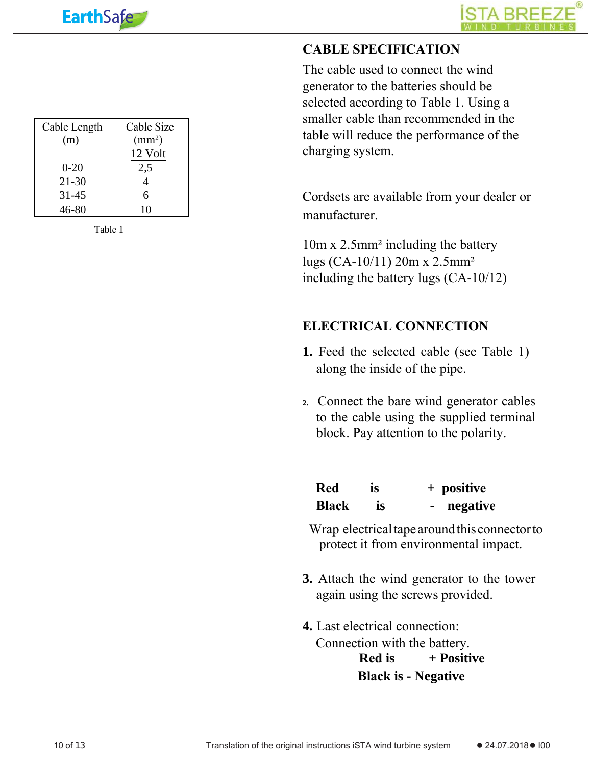## CABLE SPECIFICATION

The cable used to connect the wind generator to the batteries should be selected according to Table 1. Using a smaller cable than recommended in the table will reduce the performance of the charging system.

| Cable Length (m) | Cable Size ($mm^2$) 12 Volt |
|---|---|
| 0-20 | 2,5 |
| 21-30 | 4 |
| 31-45 | 6 |
| 46-80 | 10 |

Table 1

Cordsets are available from your dealer or manufacturer.

10m x 2.5mm² including the battery lugs (CA-10/11) 20m x 2.5mm² including the battery lugs (CA-10/12)

## ELECTRICAL CONNECTION

**1.** Feed the selected cable (see Table 1) along the inside of the pipe.

2. Connect the bare wind generator cables to the cable using the supplied terminal block. Pay attention to the polarity.

**Red is + positive**
**Black is - negative**

Wrap electrical tape around this connector to protect it from environmental impact.

**3.** Attach the wind generator to the tower again using the screws provided.

**4.** Last electrical connection:
Connection with the battery.
**Red is + Positive**
**Black is - Negative**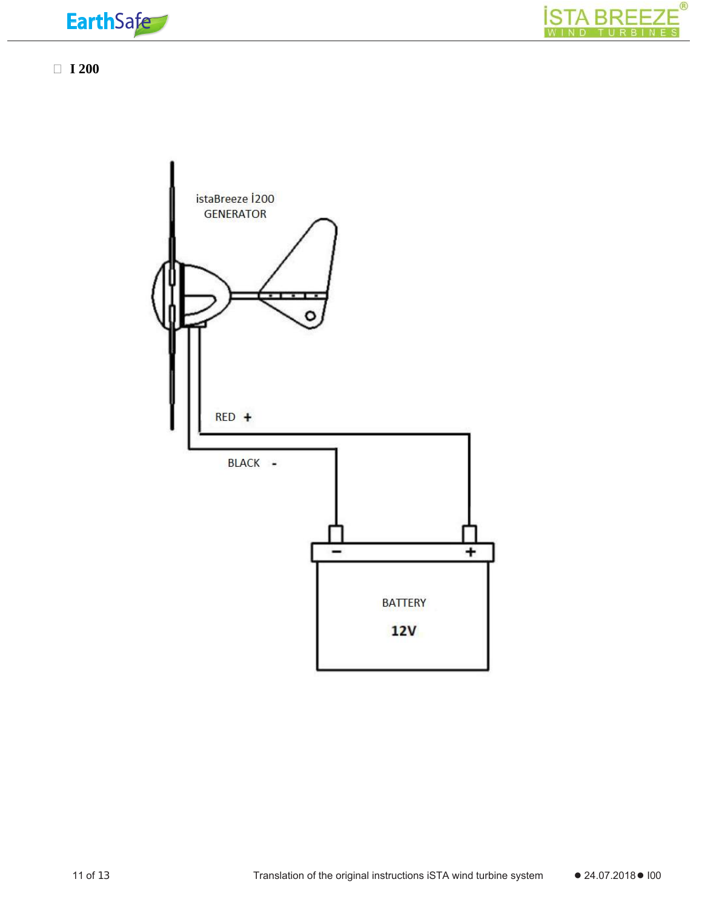- **I 200**

istaBreeze İ200 GENERATOR

RED +

BLACK -

BATTERY

12V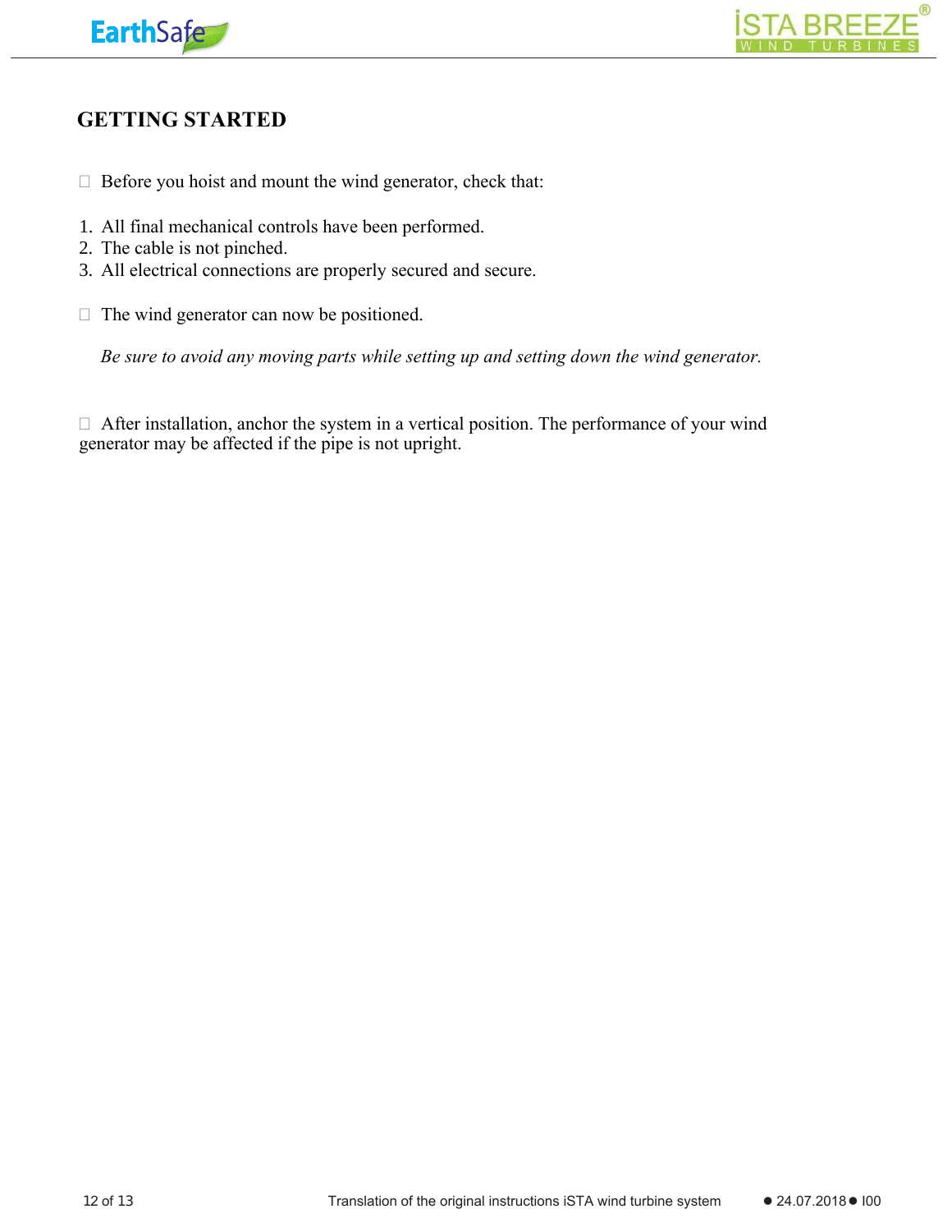## GETTING STARTED

- Before you hoist and mount the wind generator, check that:

1. All final mechanical controls have been performed.
2. The cable is not pinched.
3. All electrical connections are properly secured and secure.

- The wind generator can now be positioned.

  *Be sure to avoid any moving parts while setting up and setting down the wind generator.*

- After installation, anchor the system in a vertical position. The performance of your wind generator may be affected if the pipe is not upright.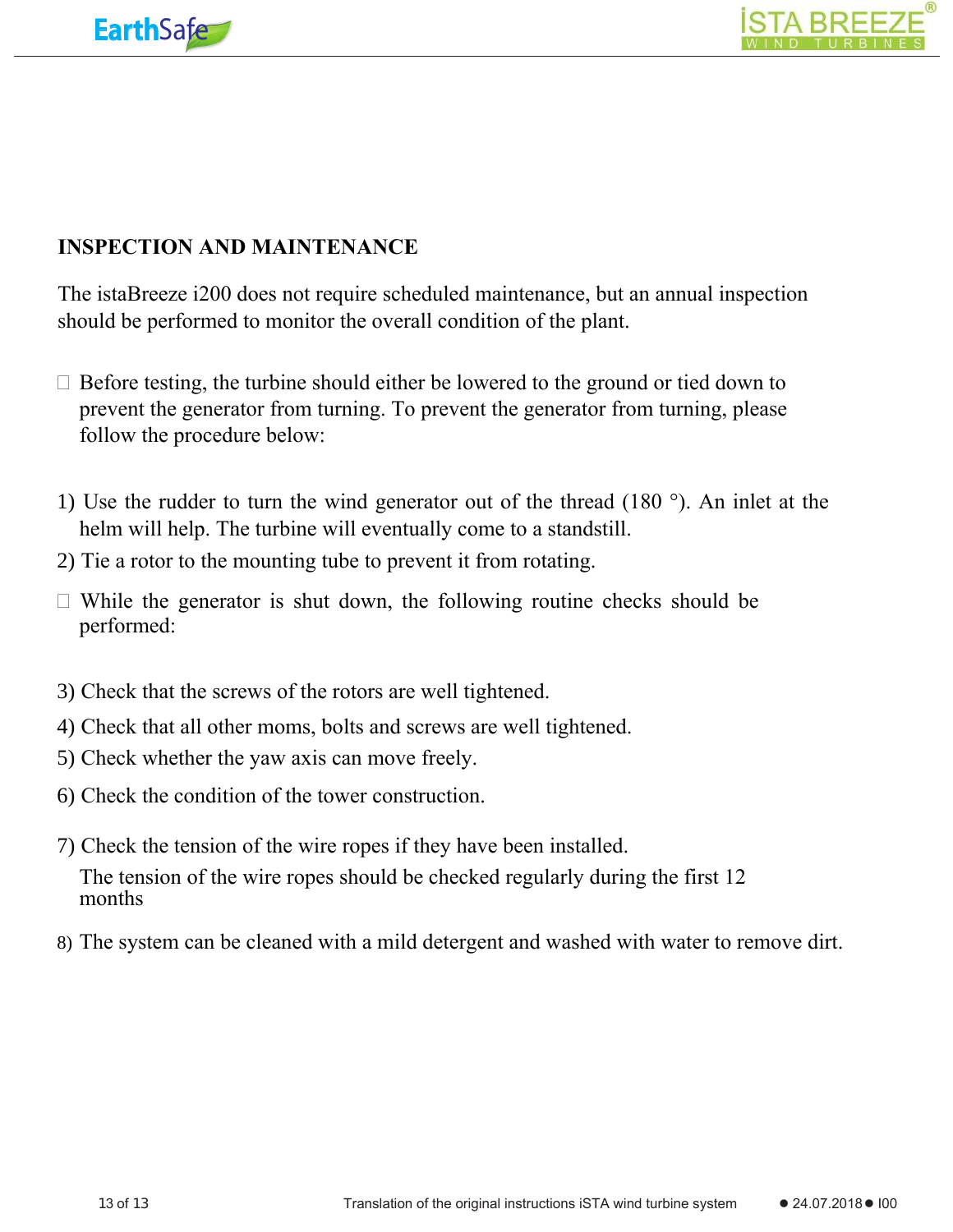## INSPECTION AND MAINTENANCE

The istaBreeze i200 does not require scheduled maintenance, but an annual inspection should be performed to monitor the overall condition of the plant.

- Before testing, the turbine should either be lowered to the ground or tied down to prevent the generator from turning. To prevent the generator from turning, please follow the procedure below:

1) Use the rudder to turn the wind generator out of the thread (180 °). An inlet at the helm will help. The turbine will eventually come to a standstill.
2) Tie a rotor to the mounting tube to prevent it from rotating.

- While the generator is shut down, the following routine checks should be performed:

3) Check that the screws of the rotors are well tightened.
4) Check that all other moms, bolts and screws are well tightened.
5) Check whether the yaw axis can move freely.
6) Check the condition of the tower construction.
7) Check the tension of the wire ropes if they have been installed.
   The tension of the wire ropes should be checked regularly during the first 12 months
8) The system can be cleaned with a mild detergent and washed with water to remove dirt.